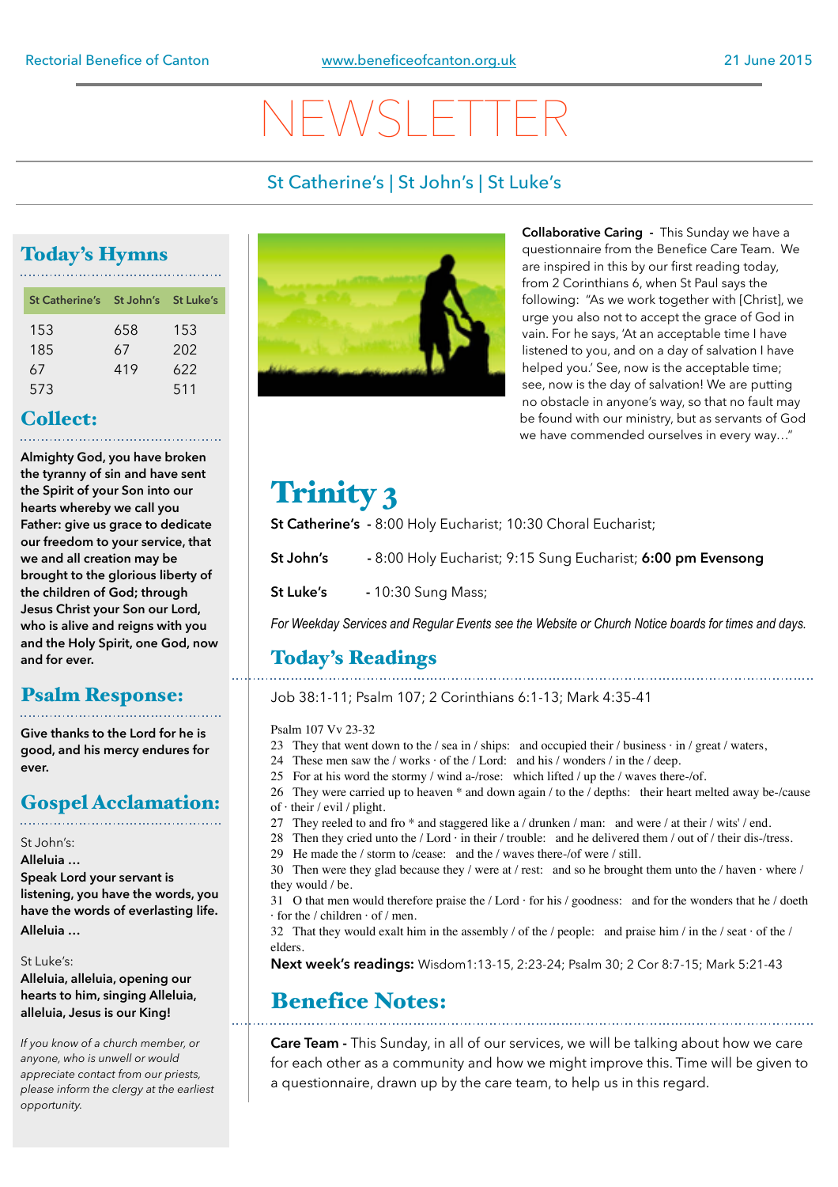Rectorial Benefice of Canton | www.beneficeofcanton.org.uk | 21 June 2015

# NEWSLETTER

St Catherine's | St John's | St Luke's

## Today's Hymns

| St Catherine's | St John's | St Luke's |
|---|---|---|
| 153 | 658 | 153 |
| 185 | 67 | 202 |
| 67 | 419 | 622 |
| 573 | | 511 |

## Collect:

**Almighty God, you have broken the tyranny of sin and have sent the Spirit of your Son into our hearts whereby we call you Father: give us grace to dedicate our freedom to your service, that we and all creation may be brought to the glorious liberty of the children of God; through Jesus Christ your Son our Lord, who is alive and reigns with you and the Holy Spirit, one God, now and for ever.**

## Psalm Response:

**Give thanks to the Lord for he is good, and his mercy endures for ever.**

## Gospel Acclamation:

St John's:

**Alleluia …**

**Speak Lord your servant is listening, you have the words, you have the words of everlasting life.**

**Alleluia …**

St Luke's:

**Alleluia, alleluia, opening our hearts to him, singing Alleluia, alleluia, Jesus is our King!**

*If you know of a church member, or anyone, who is unwell or would appreciate contact from our priests, please inform the clergy at the earliest opportunity.*

**Collaborative Caring** - This Sunday we have a questionnaire from the Benefice Care Team. We are inspired in this by our first reading today, from 2 Corinthians 6, when St Paul says the following: "As we work together with [Christ], we urge you also not to accept the grace of God in vain. For he says, 'At an acceptable time I have listened to you, and on a day of salvation I have helped you.' See, now is the acceptable time; see, now is the day of salvation! We are putting no obstacle in anyone's way, so that no fault may be found with our ministry, but as servants of God we have commended ourselves in every way…"

# Trinity 3

**St Catherine's** - 8:00 Holy Eucharist; 10:30 Choral Eucharist;

**St John's** - 8:00 Holy Eucharist; 9:15 Sung Eucharist; **6:00 pm Evensong**

**St Luke's** - 10:30 Sung Mass;

*For Weekday Services and Regular Events see the Website or Church Notice boards for times and days.*

## Today's Readings

Job 38:1-11; Psalm 107; 2 Corinthians 6:1-13; Mark 4:35-41

Psalm 107 Vv 23-32

23 They that went down to the / sea in / ships: and occupied their / business · in / great / waters,

24 These men saw the / works · of the / Lord: and his / wonders / in the / deep.

25 For at his word the stormy / wind a-/rose: which lifted / up the / waves there-/of.

26 They were carried up to heaven * and down again / to the / depths: their heart melted away be-/cause of · their / evil / plight.

27 They reeled to and fro * and staggered like a / drunken / man: and were / at their / wits' / end.

28 Then they cried unto the / Lord · in their / trouble: and he delivered them / out of / their dis-/tress.

29 He made the / storm to /cease: and the / waves there-/of were / still.

30 Then were they glad because they / were at / rest: and so he brought them unto the / haven · where / they would / be.

31 O that men would therefore praise the / Lord · for his / goodness: and for the wonders that he / doeth · for the / children · of / men.

32 That they would exalt him in the assembly / of the / people: and praise him / in the / seat · of the / elders.

**Next week's readings:** Wisdom1:13-15, 2:23-24; Psalm 30; 2 Cor 8:7-15; Mark 5:21-43

## Benefice Notes:

**Care Team** - This Sunday, in all of our services, we will be talking about how we care for each other as a community and how we might improve this. Time will be given to a questionnaire, drawn up by the care team, to help us in this regard.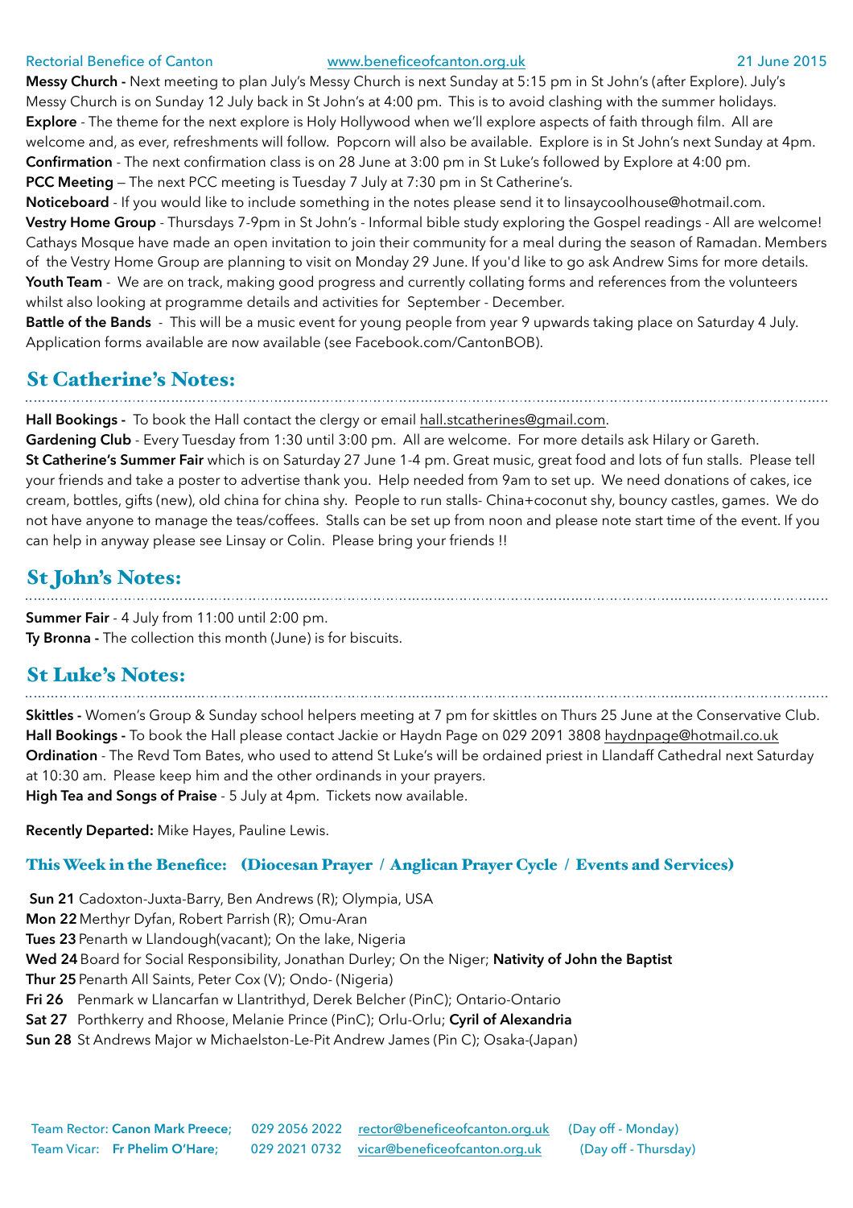**Messy Church -** Next meeting to plan July's Messy Church is next Sunday at 5:15 pm in St John's (after Explore). July's Messy Church is on Sunday 12 July back in St John's at 4:00 pm. This is to avoid clashing with the summer holidays.
**Explore** - The theme for the next explore is Holy Hollywood when we'll explore aspects of faith through film. All are welcome and, as ever, refreshments will follow. Popcorn will also be available. Explore is in St John's next Sunday at 4pm.
**Confirmation** - The next confirmation class is on 28 June at 3:00 pm in St Luke's followed by Explore at 4:00 pm.
**PCC Meeting** — The next PCC meeting is Tuesday 7 July at 7:30 pm in St Catherine's.
**Noticeboard** - If you would like to include something in the notes please send it to linsaycoolhouse@hotmail.com.
**Vestry Home Group** - Thursdays 7-9pm in St John's - Informal bible study exploring the Gospel readings - All are welcome! Cathays Mosque have made an open invitation to join their community for a meal during the season of Ramadan. Members of the Vestry Home Group are planning to visit on Monday 29 June. If you'd like to go ask Andrew Sims for more details.
**Youth Team** - We are on track, making good progress and currently collating forms and references from the volunteers whilst also looking at programme details and activities for September - December.
**Battle of the Bands** - This will be a music event for young people from year 9 upwards taking place on Saturday 4 July. Application forms available are now available (see Facebook.com/CantonBOB).

## St Catherine's Notes:

**Hall Bookings -** To book the Hall contact the clergy or email hall.stcatherines@gmail.com.
**Gardening Club** - Every Tuesday from 1:30 until 3:00 pm. All are welcome. For more details ask Hilary or Gareth.
**St Catherine's Summer Fair** which is on Saturday 27 June 1-4 pm. Great music, great food and lots of fun stalls. Please tell your friends and take a poster to advertise thank you. Help needed from 9am to set up. We need donations of cakes, ice cream, bottles, gifts (new), old china for china shy. People to run stalls- China+coconut shy, bouncy castles, games. We do not have anyone to manage the teas/coffees. Stalls can be set up from noon and please note start time of the event. If you can help in anyway please see Linsay or Colin. Please bring your friends !!

## St John's Notes:

**Summer Fair** - 4 July from 11:00 until 2:00 pm.
**Ty Bronna -** The collection this month (June) is for biscuits.

## St Luke's Notes:

**Skittles -** Women's Group & Sunday school helpers meeting at 7 pm for skittles on Thurs 25 June at the Conservative Club.
**Hall Bookings -** To book the Hall please contact Jackie or Haydn Page on 029 2091 3808 haydnpage@hotmail.co.uk
**Ordination** - The Revd Tom Bates, who used to attend St Luke's will be ordained priest in Llandaff Cathedral next Saturday at 10:30 am. Please keep him and the other ordinands in your prayers.
**High Tea and Songs of Praise** - 5 July at 4pm. Tickets now available.

**Recently Departed:** Mike Hayes, Pauline Lewis.

### This Week in the Benefice: (Diocesan Prayer / Anglican Prayer Cycle / Events and Services)

**Sun 21** Cadoxton-Juxta-Barry, Ben Andrews (R); Olympia, USA
**Mon 22** Merthyr Dyfan, Robert Parrish (R); Omu-Aran
**Tues 23** Penarth w Llandough(vacant); On the lake, Nigeria
**Wed 24** Board for Social Responsibility, Jonathan Durley; On the Niger; **Nativity of John the Baptist**
**Thur 25** Penarth All Saints, Peter Cox (V); Ondo- (Nigeria)
**Fri 26** Penmark w Llancarfan w Llantrithyd, Derek Belcher (PinC); Ontario-Ontario
**Sat 27** Porthkerry and Rhoose, Melanie Prince (PinC); Orlu-Orlu; **Cyril of Alexandria**
**Sun 28** St Andrews Major w Michaelston-Le-Pit Andrew James (Pin C); Osaka-(Japan)

Team Rector: **Canon Mark Preece;** 029 2056 2022 rector@beneficeofcanton.org.uk (Day off - Monday)
Team Vicar: **Fr Phelim O'Hare;** 029 2021 0732 vicar@beneficeofcanton.org.uk (Day off - Thursday)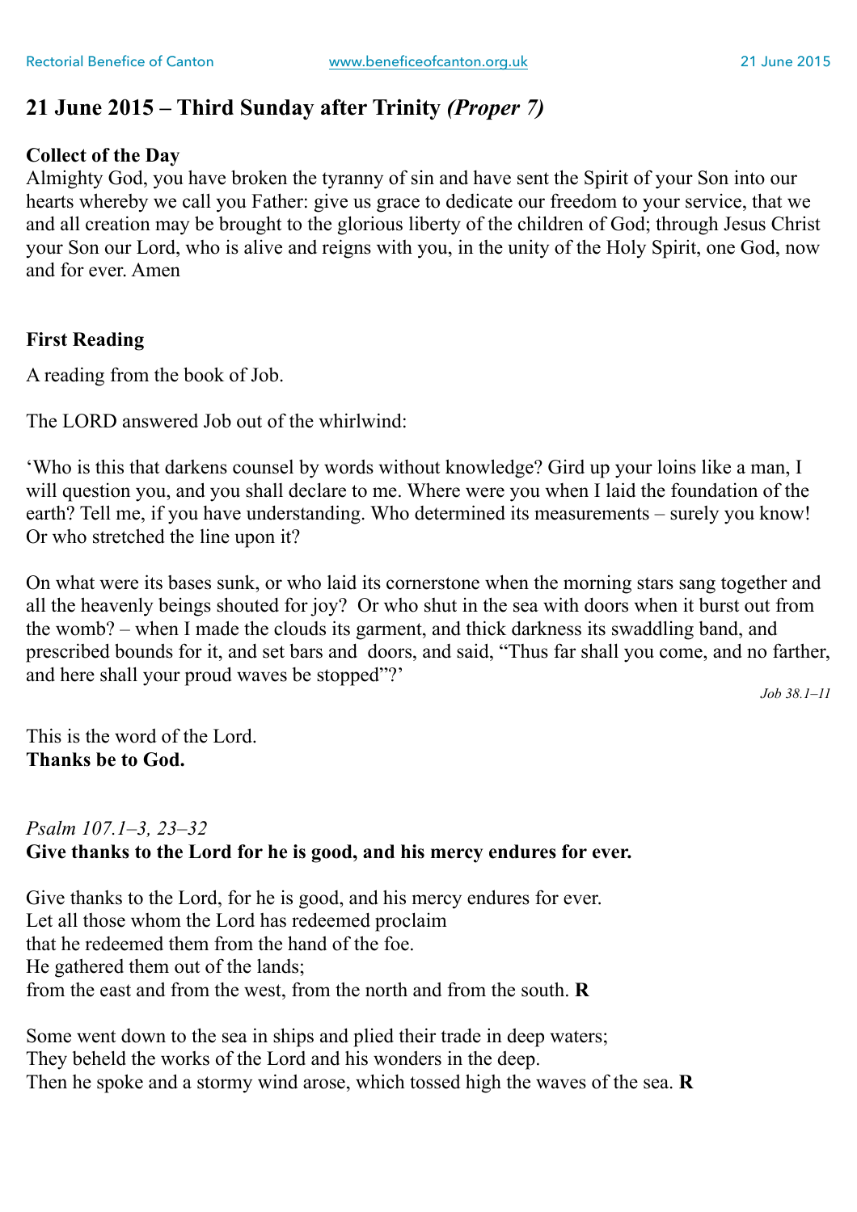## 21 June 2015 – Third Sunday after Trinity *(Proper 7)*

**Collect of the Day**

Almighty God, you have broken the tyranny of sin and have sent the Spirit of your Son into our hearts whereby we call you Father: give us grace to dedicate our freedom to your service, that we and all creation may be brought to the glorious liberty of the children of God; through Jesus Christ your Son our Lord, who is alive and reigns with you, in the unity of the Holy Spirit, one God, now and for ever. Amen

**First Reading**

A reading from the book of Job.

The LORD answered Job out of the whirlwind:

'Who is this that darkens counsel by words without knowledge? Gird up your loins like a man, I will question you, and you shall declare to me. Where were you when I laid the foundation of the earth? Tell me, if you have understanding. Who determined its measurements – surely you know! Or who stretched the line upon it?

On what were its bases sunk, or who laid its cornerstone when the morning stars sang together and all the heavenly beings shouted for joy? Or who shut in the sea with doors when it burst out from the womb? – when I made the clouds its garment, and thick darkness its swaddling band, and prescribed bounds for it, and set bars and doors, and said, "Thus far shall you come, and no farther, and here shall your proud waves be stopped"?'

*Job 38.1–11*

This is the word of the Lord.
**Thanks be to God.**

*Psalm 107.1–3, 23–32*
**Give thanks to the Lord for he is good, and his mercy endures for ever.**

Give thanks to the Lord, for he is good, and his mercy endures for ever.
Let all those whom the Lord has redeemed proclaim
that he redeemed them from the hand of the foe.
He gathered them out of the lands;
from the east and from the west, from the north and from the south. **R**

Some went down to the sea in ships and plied their trade in deep waters;
They beheld the works of the Lord and his wonders in the deep.
Then he spoke and a stormy wind arose, which tossed high the waves of the sea. **R**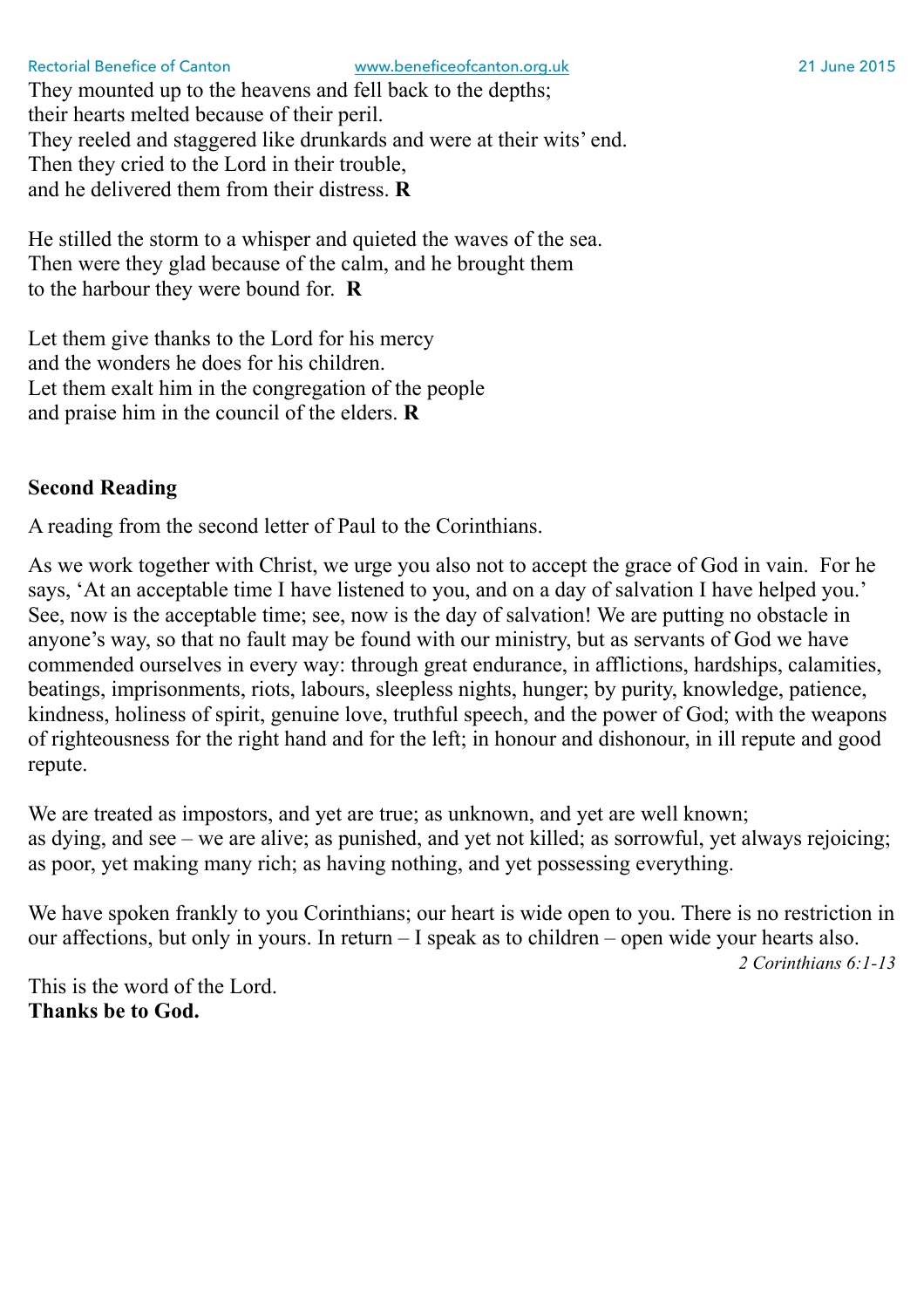They mounted up to the heavens and fell back to the depths;
their hearts melted because of their peril.
They reeled and staggered like drunkards and were at their wits' end.
Then they cried to the Lord in their trouble,
and he delivered them from their distress. **R**

He stilled the storm to a whisper and quieted the waves of the sea.
Then were they glad because of the calm, and he brought them
to the harbour they were bound for. **R**

Let them give thanks to the Lord for his mercy
and the wonders he does for his children.
Let them exalt him in the congregation of the people
and praise him in the council of the elders. **R**

**Second Reading**

A reading from the second letter of Paul to the Corinthians.

As we work together with Christ, we urge you also not to accept the grace of God in vain. For he says, 'At an acceptable time I have listened to you, and on a day of salvation I have helped you.' See, now is the acceptable time; see, now is the day of salvation! We are putting no obstacle in anyone's way, so that no fault may be found with our ministry, but as servants of God we have commended ourselves in every way: through great endurance, in afflictions, hardships, calamities, beatings, imprisonments, riots, labours, sleepless nights, hunger; by purity, knowledge, patience, kindness, holiness of spirit, genuine love, truthful speech, and the power of God; with the weapons of righteousness for the right hand and for the left; in honour and dishonour, in ill repute and good repute.

We are treated as impostors, and yet are true; as unknown, and yet are well known;
as dying, and see – we are alive; as punished, and yet not killed; as sorrowful, yet always rejoicing; as poor, yet making many rich; as having nothing, and yet possessing everything.

We have spoken frankly to you Corinthians; our heart is wide open to you. There is no restriction in our affections, but only in yours. In return – I speak as to children – open wide your hearts also.

*2 Corinthians 6:1-13*

This is the word of the Lord.
**Thanks be to God.**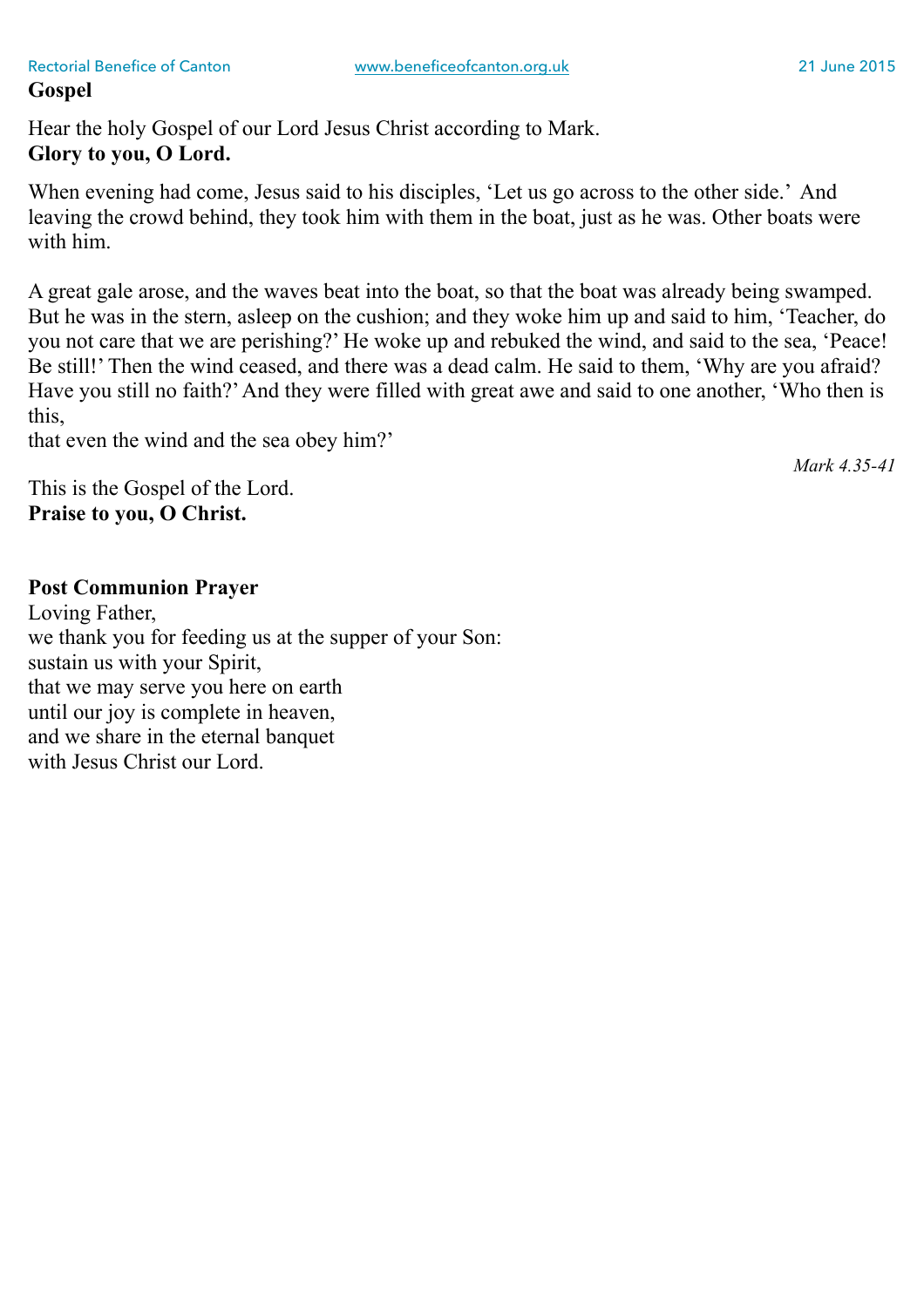**Gospel**

Hear the holy Gospel of our Lord Jesus Christ according to Mark.
**Glory to you, O Lord.**

When evening had come, Jesus said to his disciples, 'Let us go across to the other side.' And leaving the crowd behind, they took him with them in the boat, just as he was. Other boats were with him.

A great gale arose, and the waves beat into the boat, so that the boat was already being swamped. But he was in the stern, asleep on the cushion; and they woke him up and said to him, 'Teacher, do you not care that we are perishing?' He woke up and rebuked the wind, and said to the sea, 'Peace! Be still!' Then the wind ceased, and there was a dead calm. He said to them, 'Why are you afraid? Have you still no faith?' And they were filled with great awe and said to one another, 'Who then is this,
that even the wind and the sea obey him?'

*Mark 4.35-41*

This is the Gospel of the Lord.
**Praise to you, O Christ.**

**Post Communion Prayer**
Loving Father,
we thank you for feeding us at the supper of your Son:
sustain us with your Spirit,
that we may serve you here on earth
until our joy is complete in heaven,
and we share in the eternal banquet
with Jesus Christ our Lord.